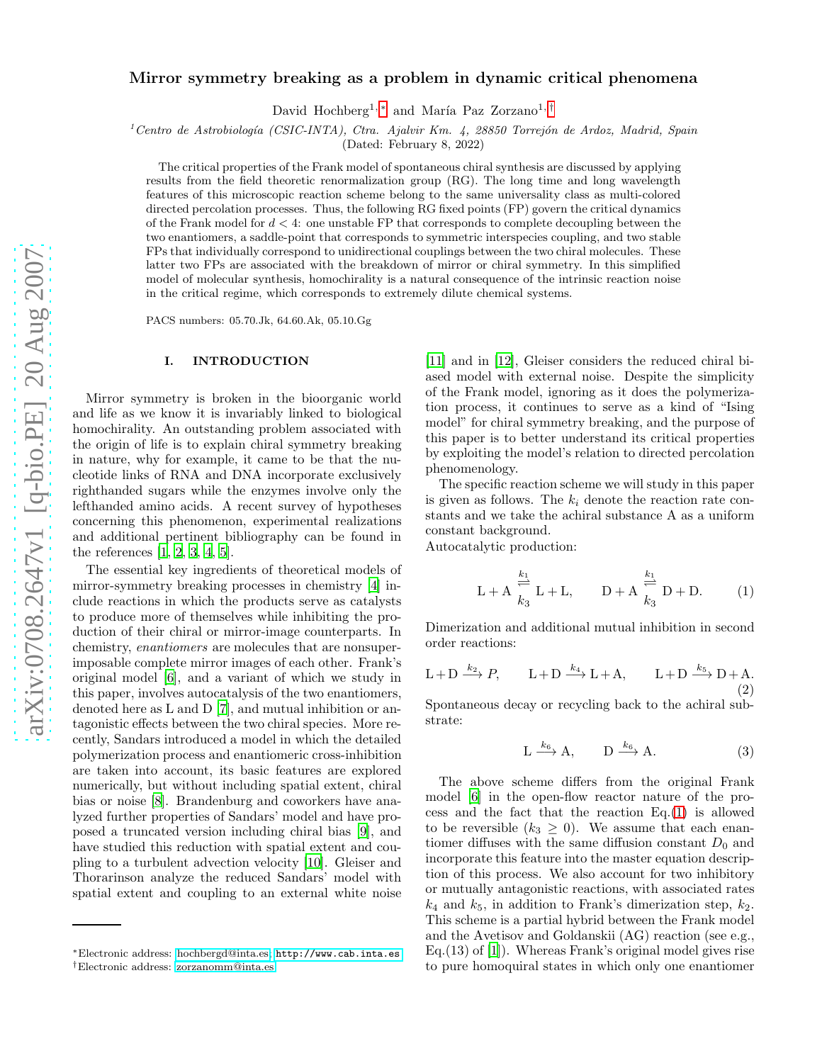# Mirror symmetry breaking as a problem in dynamic critical phenomena

David Hochberg[1,*] and María Paz Zorzano[1,†]

[1] *Centro de Astrobiología (CSIC-INTA), Ctra. Ajalvir Km. 4, 28850 Torrejón de Ardoz, Madrid, Spain*

(Dated: February 8, 2022)

The critical properties of the Frank model of spontaneous chiral synthesis are discussed by applying results from the field theoretic renormalization group (RG). The long time and long wavelength features of this microscopic reaction scheme belong to the same universality class as multi-colored directed percolation processes. Thus, the following RG fixed points (FP) govern the critical dynamics of the Frank model for $d < 4$: one unstable FP that corresponds to complete decoupling between the two enantiomers, a saddle-point that corresponds to symmetric interspecies coupling, and two stable FPs that individually correspond to unidirectional couplings between the two chiral molecules. These latter two FPs are associated with the breakdown of mirror or chiral symmetry. In this simplified model of molecular synthesis, homochirality is a natural consequence of the intrinsic reaction noise in the critical regime, which corresponds to extremely dilute chemical systems.

PACS numbers: 05.70.Jk, 64.60.Ak, 05.10.Gg

## I. INTRODUCTION

Mirror symmetry is broken in the bioorganic world and life as we know it is invariably linked to biological homochirality. An outstanding problem associated with the origin of life is to explain chiral symmetry breaking in nature, why for example, it came to be that the nucleotide links of RNA and DNA incorporate exclusively righthanded sugars while the enzymes involve only the lefthanded amino acids. A recent survey of hypotheses concerning this phenomenon, experimental realizations and additional pertinent bibliography can be found in the references [1, 2, 3, 4, 5].

The essential key ingredients of theoretical models of mirror-symmetry breaking processes in chemistry [4] include reactions in which the products serve as catalysts to produce more of themselves while inhibiting the production of their chiral or mirror-image counterparts. In chemistry, *enantiomers* are molecules that are nonsuperimposable complete mirror images of each other. Frank's original model [6], and a variant of which we study in this paper, involves autocatalysis of the two enantiomers, denoted here as L and D [7], and mutual inhibition or antagonistic effects between the two chiral species. More recently, Sandars introduced a model in which the detailed polymerization process and enantiomeric cross-inhibition are taken into account, its basic features are explored numerically, but without including spatial extent, chiral bias or noise [8]. Brandenburg and coworkers have analyzed further properties of Sandars' model and have proposed a truncated version including chiral bias [9], and have studied this reduction with spatial extent and coupling to a turbulent advection velocity [10]. Gleiser and Thorarinson analyze the reduced Sandars' model with spatial extent and coupling to an external white noise [11] and in [12], Gleiser considers the reduced chiral biased model with external noise. Despite the simplicity of the Frank model, ignoring as it does the polymerization process, it continues to serve as a kind of "Ising model" for chiral symmetry breaking, and the purpose of this paper is to better understand its critical properties by exploiting the model's relation to directed percolation phenomenology.

The specific reaction scheme we will study in this paper is given as follows. The $k_i$ denote the reaction rate constants and we take the achiral substance A as a uniform constant background.

Autocatalytic production:

$$\mathrm{L} + \mathrm{A} \underset{k_3}{\overset{k_1}{\rightleftharpoons}} \mathrm{L} + \mathrm{L}, \qquad \mathrm{D} + \mathrm{A} \underset{k_3}{\overset{k_1}{\rightleftharpoons}} \mathrm{D} + \mathrm{D}. \tag{1}$$

Dimerization and additional mutual inhibition in second order reactions:

$$\mathrm{L} + \mathrm{D} \xrightarrow{k_2} P, \qquad \mathrm{L} + \mathrm{D} \xrightarrow{k_4} \mathrm{L} + \mathrm{A}, \qquad \mathrm{L} + \mathrm{D} \xrightarrow{k_5} \mathrm{D} + \mathrm{A}. \tag{2}$$

Spontaneous decay or recycling back to the achiral substrate:

$$\mathrm{L} \xrightarrow{k_6} \mathrm{A}, \qquad \mathrm{D} \xrightarrow{k_6} \mathrm{A}. \tag{3}$$

The above scheme differs from the original Frank model [6] in the open-flow reactor nature of the process and the fact that the reaction Eq.(1) is allowed to be reversible ($k_3 \geq 0$). We assume that each enantiomer diffuses with the same diffusion constant $D_0$ and incorporate this feature into the master equation description of this process. We also account for two inhibitory or mutually antagonistic reactions, with associated rates $k_4$ and $k_5$, in addition to Frank's dimerization step, $k_2$. This scheme is a partial hybrid between the Frank model and the Avetisov and Goldanskii (AG) reaction (see e.g., Eq.(13) of [1]). Whereas Frank's original model gives rise to pure homoquiral states in which only one enantiomer

---

*Electronic address: hochbergd@inta.es; http://www.cab.inta.es

†Electronic address: zorzanomm@inta.es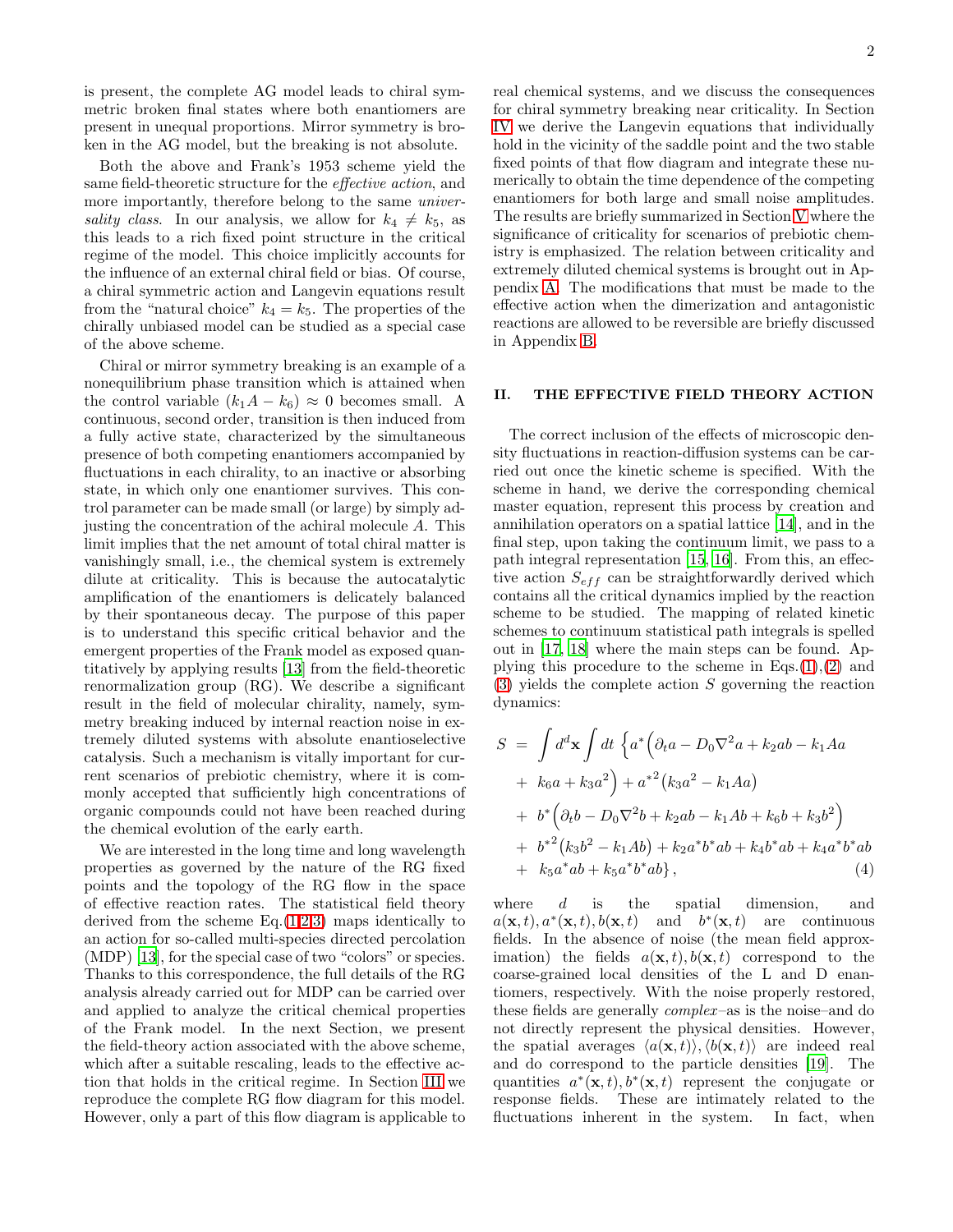is present, the complete AG model leads to chiral symmetric broken final states where both enantiomers are present in unequal proportions. Mirror symmetry is broken in the AG model, but the breaking is not absolute.

Both the above and Frank's 1953 scheme yield the same field-theoretic structure for the *effective action*, and more importantly, therefore belong to the same *universality class*. In our analysis, we allow for $k_4 \neq k_5$, as this leads to a rich fixed point structure in the critical regime of the model. This choice implicitly accounts for the influence of an external chiral field or bias. Of course, a chiral symmetric action and Langevin equations result from the "natural choice" $k_4 = k_5$. The properties of the chirally unbiased model can be studied as a special case of the above scheme.

Chiral or mirror symmetry breaking is an example of a nonequilibrium phase transition which is attained when the control variable $(k_1 A - k_6) \approx 0$ becomes small. A continuous, second order, transition is then induced from a fully active state, characterized by the simultaneous presence of both competing enantiomers accompanied by fluctuations in each chirality, to an inactive or absorbing state, in which only one enantiomer survives. This control parameter can be made small (or large) by simply adjusting the concentration of the achiral molecule $A$. This limit implies that the net amount of total chiral matter is vanishingly small, i.e., the chemical system is extremely dilute at criticality. This is because the autocatalytic amplification of the enantiomers is delicately balanced by their spontaneous decay. The purpose of this paper is to understand this specific critical behavior and the emergent properties of the Frank model as exposed quantitatively by applying results [13] from the field-theoretic renormalization group (RG). We describe a significant result in the field of molecular chirality, namely, symmetry breaking induced by internal reaction noise in extremely diluted systems with absolute enantioselective catalysis. Such a mechanism is vitally important for current scenarios of prebiotic chemistry, where it is commonly accepted that sufficiently high concentrations of organic compounds could not have been reached during the chemical evolution of the early earth.

We are interested in the long time and long wavelength properties as governed by the nature of the RG fixed points and the topology of the RG flow in the space of effective reaction rates. The statistical field theory derived from the scheme Eq.(1,2,3) maps identically to an action for so-called multi-species directed percolation (MDP) [13], for the special case of two "colors" or species. Thanks to this correspondence, the full details of the RG analysis already carried out for MDP can be carried over and applied to analyze the critical chemical properties of the Frank model. In the next Section, we present the field-theory action associated with the above scheme, which after a suitable rescaling, leads to the effective action that holds in the critical regime. In Section III we reproduce the complete RG flow diagram for this model. However, only a part of this flow diagram is applicable to real chemical systems, and we discuss the consequences for chiral symmetry breaking near criticality. In Section IV we derive the Langevin equations that individually hold in the vicinity of the saddle point and the two stable fixed points of that flow diagram and integrate these numerically to obtain the time dependence of the competing enantiomers for both large and small noise amplitudes. The results are briefly summarized in Section V where the significance of criticality for scenarios of prebiotic chemistry is emphasized. The relation between criticality and extremely diluted chemical systems is brought out in Appendix A. The modifications that must be made to the effective action when the dimerization and antagonistic reactions are allowed to be reversible are briefly discussed in Appendix B.

## II. THE EFFECTIVE FIELD THEORY ACTION

The correct inclusion of the effects of microscopic density fluctuations in reaction-diffusion systems can be carried out once the kinetic scheme is specified. With the scheme in hand, we derive the corresponding chemical master equation, represent this process by creation and annihilation operators on a spatial lattice [14], and in the final step, upon taking the continuum limit, we pass to a path integral representation [15, 16]. From this, an effective action $S_{eff}$ can be straightforwardly derived which contains all the critical dynamics implied by the reaction scheme to be studied. The mapping of related kinetic schemes to continuum statistical path integrals is spelled out in [17, 18] where the main steps can be found. Applying this procedure to the scheme in Eqs.(1),(2) and (3) yields the complete action $S$ governing the reaction dynamics:

$$
\begin{aligned}
S &= \int d^d\mathbf{x} \int dt \, \Big\{ a^* \Big( \partial_t a - D_0 \nabla^2 a + k_2 ab - k_1 A a \\
&+ k_6 a + k_3 a^2 \Big) + a^{*2} \big( k_3 a^2 - k_1 A a \big) \\
&+ b^* \Big( \partial_t b - D_0 \nabla^2 b + k_2 ab - k_1 A b + k_6 b + k_3 b^2 \Big) \\
&+ b^{*2} \big( k_3 b^2 - k_1 A b \big) + k_2 a^* b^* ab + k_4 b^* ab + k_4 a^* b^* ab \\
&+ k_5 a^* ab + k_5 a^* b^* ab \Big\} , \qquad (4)
\end{aligned}
$$

where $d$ is the spatial dimension, and $a(\mathbf{x},t), a^*(\mathbf{x},t), b(\mathbf{x},t)$ and $b^*(\mathbf{x},t)$ are continuous fields. In the absence of noise (the mean field approximation) the fields $a(\mathbf{x},t), b(\mathbf{x},t)$ correspond to the coarse-grained local densities of the L and D enantiomers, respectively. With the noise properly restored, these fields are generally *complex*–as is the noise–and do not directly represent the physical densities. However, the spatial averages $\langle a(\mathbf{x},t)\rangle, \langle b(\mathbf{x},t)\rangle$ are indeed real and do correspond to the particle densities [19]. The quantities $a^*(\mathbf{x},t), b^*(\mathbf{x},t)$ represent the conjugate or response fields. These are intimately related to the fluctuations inherent in the system. In fact, when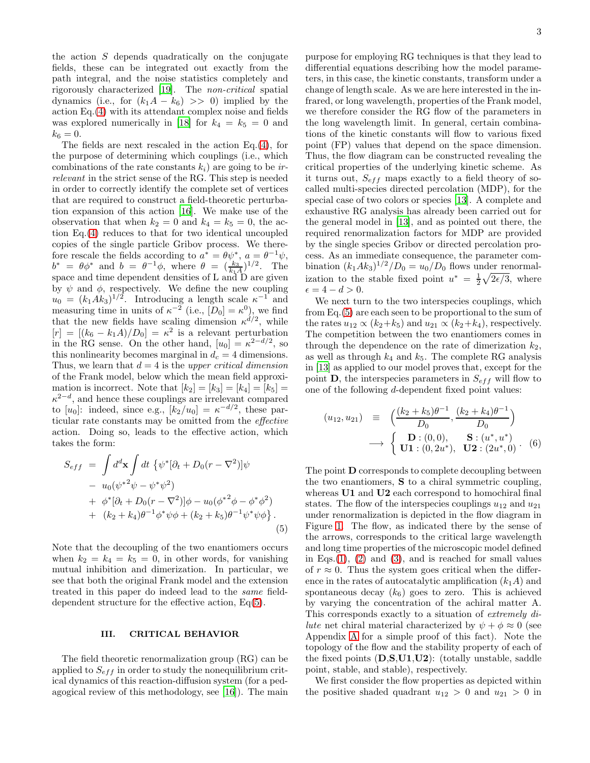the action $S$ depends quadratically on the conjugate fields, these can be integrated out exactly from the path integral, and the noise statistics completely and rigorously characterized [19]. The *non-critical* spatial dynamics (i.e., for $(k_1 A - k_6) >> 0$) implied by the action Eq.(4) with its attendant complex noise and fields was explored numerically in [18] for $k_4 = k_5 = 0$ and $k_6 = 0$.

The fields are next rescaled in the action Eq.(4), for the purpose of determining which couplings (i.e., which combinations of the rate constants $k_i$) are going to be *irrelevant* in the strict sense of the RG. This step is needed in order to correctly identify the complete set of vertices that are required to construct a field-theoretic perturbation expansion of this action [16]. We make use of the observation that when $k_2 = 0$ and $k_4 = k_5 = 0$, the action Eq.(4) reduces to that for two identical uncoupled copies of the single particle Gribov process. We therefore rescale the fields according to $a^* = \theta\psi^*$, $a = \theta^{-1}\psi$, $b^* = \theta\phi^*$ and $b = \theta^{-1}\phi$, where $\theta = (\frac{k_3}{k_1 A})^{1/2}$. The space and time dependent densities of L and D are given by $\psi$ and $\phi$, respectively. We define the new coupling $u_0 = (k_1 A k_3)^{1/2}$. Introducing a length scale $\kappa^{-1}$ and measuring time in units of $\kappa^{-2}$ (i.e., $[D_0] = \kappa^0$), we find that the new fields have scaling dimension $\kappa^{d/2}$, while $[r] = [(k_6 - k_1 A)/D_0] = \kappa^2$ is a relevant perturbation in the RG sense. On the other hand, $[u_0] = \kappa^{2-d/2}$, so this nonlinearity becomes marginal in $d_c = 4$ dimensions. Thus, we learn that $d = 4$ is the *upper critical dimension* of the Frank model, below which the mean field approximation is incorrect. Note that $[k_2] = [k_3] = [k_4] = [k_5] = \kappa^{2-d}$, and hence these couplings are irrelevant compared to $[u_0]$: indeed, since e.g., $[k_2/u_0] = \kappa^{-d/2}$, these particular rate constants may be omitted from the *effective* action. Doing so, leads to the effective action, which takes the form:

$$
\begin{aligned}
S_{eff} &= \int d^d\mathbf{x} \int dt\, \{\psi^*[\partial_t + D_0(r - \nabla^2)]\psi \\
&- u_0({\psi^*}^2\psi - \psi^*\psi^2) \\
&+ \phi^*[\partial_t + D_0(r - \nabla^2)]\phi - u_0({\phi^*}^2\phi - \phi^*\phi^2) \\
&+ (k_2 + k_4)\theta^{-1}\phi^*\psi\phi + (k_2 + k_5)\theta^{-1}\psi^*\psi\phi\}\,.
\end{aligned}
\tag{5}
$$

Note that the decoupling of the two enantiomers occurs when $k_2 = k_4 = k_5 = 0$, in other words, for vanishing mutual inhibition and dimerization. In particular, we see that both the original Frank model and the extension treated in this paper do indeed lead to the *same* field-dependent structure for the effective action, Eq(5).

## III. CRITICAL BEHAVIOR

The field theoretic renormalization group (RG) can be applied to $S_{eff}$ in order to study the nonequilibrium critical dynamics of this reaction-diffusion system (for a pedagogical review of this methodology, see [16]). The main purpose for employing RG techniques is that they lead to differential equations describing how the model parameters, in this case, the kinetic constants, transform under a change of length scale. As we are here interested in the infrared, or long wavelength, properties of the Frank model, we therefore consider the RG flow of the parameters in the long wavelength limit. In general, certain combinations of the kinetic constants will flow to various fixed point (FP) values that depend on the space dimension. Thus, the flow diagram can be constructed revealing the critical properties of the underlying kinetic scheme. As it turns out, $S_{eff}$ maps exactly to a field theory of so-called multi-species directed percolation (MDP), for the special case of two colors or species [13]. A complete and exhaustive RG analysis has already been carried out for the general model in [13], and as pointed out there, the required renormalization factors for MDP are provided by the single species Gribov or directed percolation process. As an immediate consequence, the parameter combination $(k_1 A k_3)^{1/2}/D_0 = u_0/D_0$ flows under renormalization to the stable fixed point $u^* = \frac{1}{2}\sqrt{2\epsilon/3}$, where $\epsilon = 4 - d > 0$.

We next turn to the two interspecies couplings, which from Eq.(5) are each seen to be proportional to the sum of the rates $u_{12} \propto (k_2 + k_5)$ and $u_{21} \propto (k_2 + k_4)$, respectively. The competition between the two enantiomers comes in through the dependence on the rate of dimerization $k_2$, as well as through $k_4$ and $k_5$. The complete RG analysis in [13] as applied to our model proves that, except for the point $\mathbf{D}$, the interspecies parameters in $S_{eff}$ will flow to one of the following $d$-dependent fixed point values:

$$
\begin{aligned}
(u_{12}, u_{21}) &\equiv \Big(\frac{(k_2 + k_5)\theta^{-1}}{D_0}, \frac{(k_2 + k_4)\theta^{-1}}{D_0}\Big) \\
&\longrightarrow \left\{ \begin{array}{ll} \mathbf{D}: (0,0), & \mathbf{S}: (u^*, u^*) \\ \mathbf{U1}: (0, 2u^*), & \mathbf{U2}: (2u^*, 0) \end{array} \right. .
\end{aligned}
\tag{6}
$$

The point $\mathbf{D}$ corresponds to complete decoupling between the two enantiomers, $\mathbf{S}$ to a chiral symmetric coupling, whereas $\mathbf{U1}$ and $\mathbf{U2}$ each correspond to homochiral final states. The flow of the interspecies couplings $u_{12}$ and $u_{21}$ under renormalization is depicted in the flow diagram in Figure 1. The flow, as indicated there by the sense of the arrows, corresponds to the critical large wavelength and long time properties of the microscopic model defined in Eqs.(1), (2) and (3), and is reached for small values of $r \approx 0$. Thus the system goes critical when the difference in the rates of autocatalytic amplification ($k_1 A$) and spontaneous decay ($k_6$) goes to zero. This is achieved by varying the concentration of the achiral matter A. This corresponds exactly to a situation of *extremely dilute* net chiral material characterized by $\psi + \phi \approx 0$ (see Appendix A for a simple proof of this fact). Note the topology of the flow and the stability property of each of the fixed points ($\mathbf{D}$,$\mathbf{S}$,$\mathbf{U1}$,$\mathbf{U2}$): (totally unstable, saddle point, stable, and stable), respectively.

We first consider the flow properties as depicted within the positive shaded quadrant $u_{12} > 0$ and $u_{21} > 0$ in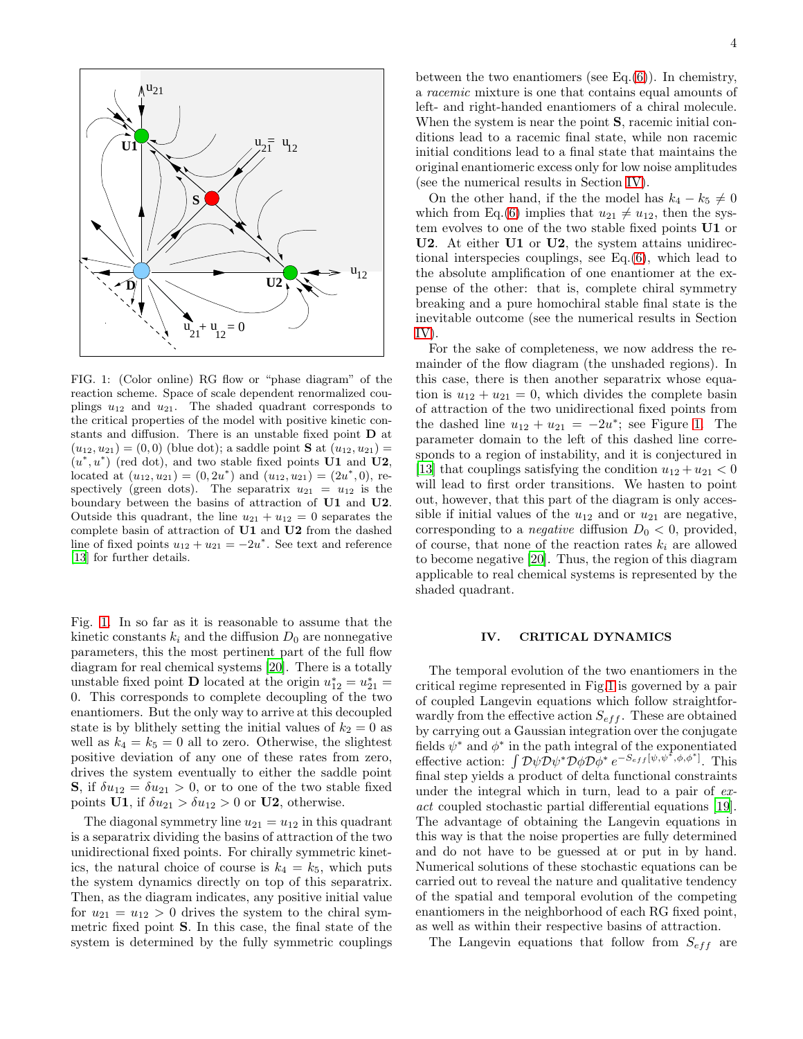FIG. 1: (Color online) RG flow or "phase diagram" of the reaction scheme. Space of scale dependent renormalized couplings $u_{12}$ and $u_{21}$. The shaded quadrant corresponds to the critical properties of the model with positive kinetic constants and diffusion. There is an unstable fixed point **D** at $(u_{12}, u_{21}) = (0, 0)$ (blue dot); a saddle point **S** at $(u_{12}, u_{21}) = (u^*, u^*)$ (red dot), and two stable fixed points **U1** and **U2**, located at $(u_{12}, u_{21}) = (0, 2u^*)$ and $(u_{12}, u_{21}) = (2u^*, 0)$, respectively (green dots). The separatrix $u_{21} = u_{12}$ is the boundary between the basins of attraction of **U1** and **U2**. Outside this quadrant, the line $u_{21} + u_{12} = 0$ separates the complete basin of attraction of **U1** and **U2** from the dashed line of fixed points $u_{12} + u_{21} = -2u^*$. See text and reference [13] for further details.

Fig. 1. In so far as it is reasonable to assume that the kinetic constants $k_i$ and the diffusion $D_0$ are nonnegative parameters, this the most pertinent part of the full flow diagram for real chemical systems [20]. There is a totally unstable fixed point **D** located at the origin $u_{12}^* = u_{21}^* = 0$. This corresponds to complete decoupling of the two enantiomers. But the only way to arrive at this decoupled state is by blithely setting the initial values of $k_2 = 0$ as well as $k_4 = k_5 = 0$ all to zero. Otherwise, the slightest positive deviation of any one of these rates from zero, drives the system eventually to either the saddle point **S**, if $\delta u_{12} = \delta u_{21} > 0$, or to one of the two stable fixed points **U1**, if $\delta u_{21} > \delta u_{12} > 0$ or **U2**, otherwise.

The diagonal symmetry line $u_{21} = u_{12}$ in this quadrant is a separatrix dividing the basins of attraction of the two unidirectional fixed points. For chirally symmetric kinetics, the natural choice of course is $k_4 = k_5$, which puts the system dynamics directly on top of this separatrix. Then, as the diagram indicates, any positive initial value for $u_{21} = u_{12} > 0$ drives the system to the chiral symmetric fixed point **S**. In this case, the final state of the system is determined by the fully symmetric couplings between the two enantiomers (see Eq.(6)). In chemistry, a *racemic* mixture is one that contains equal amounts of left- and right-handed enantiomers of a chiral molecule. When the system is near the point **S**, racemic initial conditions lead to a racemic final state, while non racemic initial conditions lead to a final state that maintains the original enantiomeric excess only for low noise amplitudes (see the numerical results in Section IV).

On the other hand, if the the model has $k_4 - k_5 \neq 0$ which from Eq.(6) implies that $u_{21} \neq u_{12}$, then the system evolves to one of the two stable fixed points **U1** or **U2**. At either **U1** or **U2**, the system attains unidirectional interspecies couplings, see Eq.(6), which lead to the absolute amplification of one enantiomer at the expense of the other: that is, complete chiral symmetry breaking and a pure homochiral stable final state is the inevitable outcome (see the numerical results in Section IV).

For the sake of completeness, we now address the remainder of the flow diagram (the unshaded regions). In this case, there is then another separatrix whose equation is $u_{12} + u_{21} = 0$, which divides the complete basin of attraction of the two unidirectional fixed points from the dashed line $u_{12} + u_{21} = -2u^*$; see Figure 1. The parameter domain to the left of this dashed line corresponds to a region of instability, and it is conjectured in [13] that couplings satisfying the condition $u_{12} + u_{21} < 0$ will lead to first order transitions. We hasten to point out, however, that this part of the diagram is only accessible if initial values of the $u_{12}$ and or $u_{21}$ are negative, corresponding to a *negative* diffusion $D_0 < 0$, provided, of course, that none of the reaction rates $k_i$ are allowed to become negative [20]. Thus, the region of this diagram applicable to real chemical systems is represented by the shaded quadrant.

## IV. CRITICAL DYNAMICS

The temporal evolution of the two enantiomers in the critical regime represented in Fig.1 is governed by a pair of coupled Langevin equations which follow straightforwardly from the effective action $S_{eff}$. These are obtained by carrying out a Gaussian integration over the conjugate fields $\psi^*$ and $\phi^*$ in the path integral of the exponentiated effective action: $\int \mathcal{D}\psi \mathcal{D}\psi^* \mathcal{D}\phi \mathcal{D}\phi^* \, e^{-S_{eff}[\psi,\psi^*,\phi,\phi^*]}$. This final step yields a product of delta functional constraints under the integral which in turn, lead to a pair of *exact* coupled stochastic partial differential equations [19]. The advantage of obtaining the Langevin equations in this way is that the noise properties are fully determined and do not have to be guessed at or put in by hand. Numerical solutions of these stochastic equations can be carried out to reveal the nature and qualitative tendency of the spatial and temporal evolution of the competing enantiomers in the neighborhood of each RG fixed point, as well as within their respective basins of attraction.

The Langevin equations that follow from $S_{eff}$ are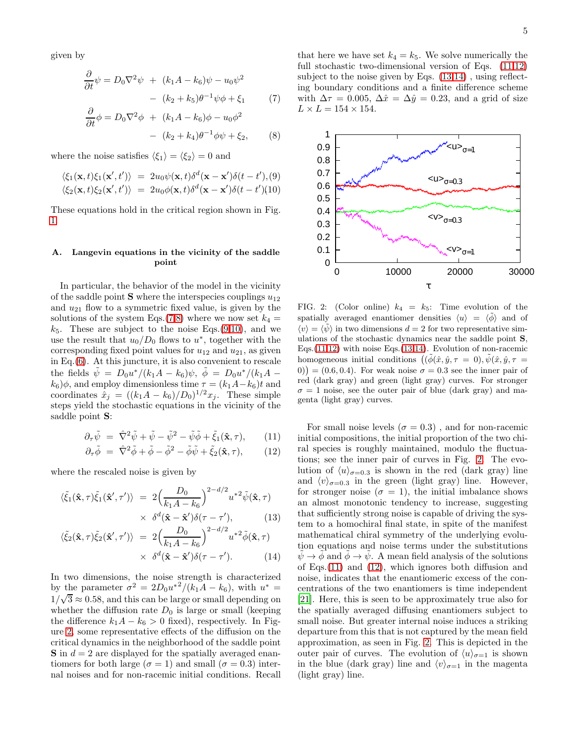given by

$$\frac{\partial}{\partial t}\psi = D_0\nabla^2\psi \; + \; (k_1A - k_6)\psi - u_0\psi^2 \\ - \; (k_2 + k_5)\theta^{-1}\psi\phi + \xi_1 \qquad (7)$$

$$\frac{\partial}{\partial t}\phi = D_0\nabla^2\phi \; + \; (k_1A - k_6)\phi - u_0\phi^2 \\ - \; (k_2 + k_4)\theta^{-1}\phi\psi + \xi_2, \qquad (8)$$

where the noise satisfies $\langle\xi_1\rangle = \langle\xi_2\rangle = 0$ and

$$\langle\xi_1(\mathbf{x}, t)\xi_1(\mathbf{x}', t')\rangle = 2u_0\psi(\mathbf{x}, t)\delta^d(\mathbf{x} - \mathbf{x}')\delta(t - t'), (9)$$

$$\langle\xi_2(\mathbf{x}, t)\xi_2(\mathbf{x}', t')\rangle = 2u_0\phi(\mathbf{x}, t)\delta^d(\mathbf{x} - \mathbf{x}')\delta(t - t') (10)$$

These equations hold in the critical region shown in Fig. 1.

### A. Langevin equations in the vicinity of the saddle point

In particular, the behavior of the model in the vicinity of the saddle point $\mathbf{S}$ where the interspecies couplings $u_{12}$ and $u_{21}$ flow to a symmetric fixed value, is given by the solutions of the system Eqs.(7,8) where we now set $k_4 = k_5$. These are subject to the noise Eqs.(9,10), and we use the result that $u_0/D_0$ flows to $u^*$, together with the corresponding fixed point values for $u_{12}$ and $u_{21}$, as given in Eq.(6). At this juncture, it is also convenient to rescale the fields $\tilde{\psi} = D_0u^*/(k_1A - k_6)\psi$, $\tilde{\phi} = D_0u^*/(k_1A - k_6)\phi$, and employ dimensionless time $\tau = (k_1A - k_6)t$ and coordinates $\hat{x}_j = ((k_1A - k_6)/D_0)^{1/2}x_j$. These simple steps yield the stochastic equations in the vicinity of the saddle point $\mathbf{S}$:

$$\partial_\tau\tilde{\psi} = \hat{\nabla}^2\tilde{\psi} + \tilde{\psi} - \tilde{\psi}^2 - \tilde{\psi}\tilde{\phi} + \tilde{\xi}_1(\hat{\mathbf{x}}, \tau), \qquad (11)$$

$$\partial_\tau\tilde{\phi} = \hat{\nabla}^2\tilde{\phi} + \tilde{\phi} - \tilde{\phi}^2 - \tilde{\phi}\tilde{\psi} + \tilde{\xi}_2(\hat{\mathbf{x}}, \tau), \qquad (12)$$

where the rescaled noise is given by

$$\langle\tilde{\xi}_1(\hat{\mathbf{x}}, \tau)\tilde{\xi}_1(\hat{\mathbf{x}}', \tau')\rangle = 2\Big(\frac{D_0}{k_1A - k_6}\Big)^{2-d/2}u^{*2}\tilde{\psi}(\hat{\mathbf{x}}, \tau) \\ \times \; \delta^d(\hat{\mathbf{x}} - \hat{\mathbf{x}}')\delta(\tau - \tau'), \qquad (13)$$

$$\langle\tilde{\xi}_2(\hat{\mathbf{x}}, \tau)\tilde{\xi}_2(\hat{\mathbf{x}}', \tau')\rangle = 2\Big(\frac{D_0}{k_1A - k_6}\Big)^{2-d/2}u^{*2}\tilde{\phi}(\hat{\mathbf{x}}, \tau) \\ \times \; \delta^d(\hat{\mathbf{x}} - \hat{\mathbf{x}}')\delta(\tau - \tau'). \qquad (14)$$

In two dimensions, the noise strength is characterized by the parameter $\sigma^2 = 2D_0u^{*2}/(k_1A - k_6)$, with $u^* = 1/\sqrt{3} \approx 0.58$, and this can be large or small depending on whether the diffusion rate $D_0$ is large or small (keeping the difference $k_1A - k_6 > 0$ fixed), respectively. In Figure 2, some representative effects of the diffusion on the critical dynamics in the neighborhood of the saddle point $\mathbf{S}$ in $d = 2$ are displayed for the spatially averaged enantiomers for both large ($\sigma = 1$) and small ($\sigma = 0.3$) internal noises and for non-racemic initial conditions. Recall that here we have set $k_4 = k_5$. We solve numerically the full stochastic two-dimensional version of Eqs. (11,12) subject to the noise given by Eqs. (13,14), using reflecting boundary conditions and a finite difference scheme with $\Delta\tau = 0.005$, $\Delta\hat{x} = \Delta\hat{y} = 0.23$, and a grid of size $L \times L = 154 \times 154$.

FIG. 2: (Color online) $k_4 = k_5$: Time evolution of the spatially averaged enantiomer densities $\langle u\rangle = \langle\tilde{\phi}\rangle$ and of $\langle v\rangle = \langle\tilde{\psi}\rangle$ in two dimensions $d = 2$ for two representative simulations of the stochastic dynamics near the saddle point $\mathbf{S}$, Eqs.(11,12) with noise Eqs.(13,14). Evolution of non-racemic homogeneous initial conditions $\big((\tilde{\phi}(\hat{x}, \hat{y}, \tau = 0), \tilde{\psi}(\hat{x}, \hat{y}, \tau = 0)\big) = (0.6, 0.4)$. For weak noise $\sigma = 0.3$ see the inner pair of red (dark gray) and green (light gray) curves. For stronger $\sigma = 1$ noise, see the outer pair of blue (dark gray) and magenta (light gray) curves.

For small noise levels ($\sigma = 0.3$), and for non-racemic initial compositions, the initial proportion of the two chiral species is roughly maintained, modulo the fluctuations; see the inner pair of curves in Fig. 2. The evolution of $\langle u\rangle_{\sigma=0.3}$ is shown in the red (dark gray) line and $\langle v\rangle_{\sigma=0.3}$ in the green (light gray) line. However, for stronger noise ($\sigma = 1$), the initial imbalance shows an almost monotonic tendency to increase, suggesting that sufficiently strong noise is capable of driving the system to a homochiral final state, in spite of the manifest mathematical chiral symmetry of the underlying evolution equations and noise terms under the substitutions $\tilde{\psi} \to \tilde{\phi}$ and $\tilde{\phi} \to \tilde{\psi}$. A mean field analysis of the solutions of Eqs.(11) and (12), which ignores both diffusion and noise, indicates that the enantiomeric excess of the concentrations of the two enantiomers is time independent [21]. Here, this is seen to be approximately true also for the spatially averaged diffusing enantiomers subject to small noise. But greater internal noise induces a striking departure from this that is not captured by the mean field approximation, as seen in Fig. 2. This is depicted in the outer pair of curves. The evolution of $\langle u\rangle_{\sigma=1}$ is shown in the blue (dark gray) line and $\langle v\rangle_{\sigma=1}$ in the magenta (light gray) line.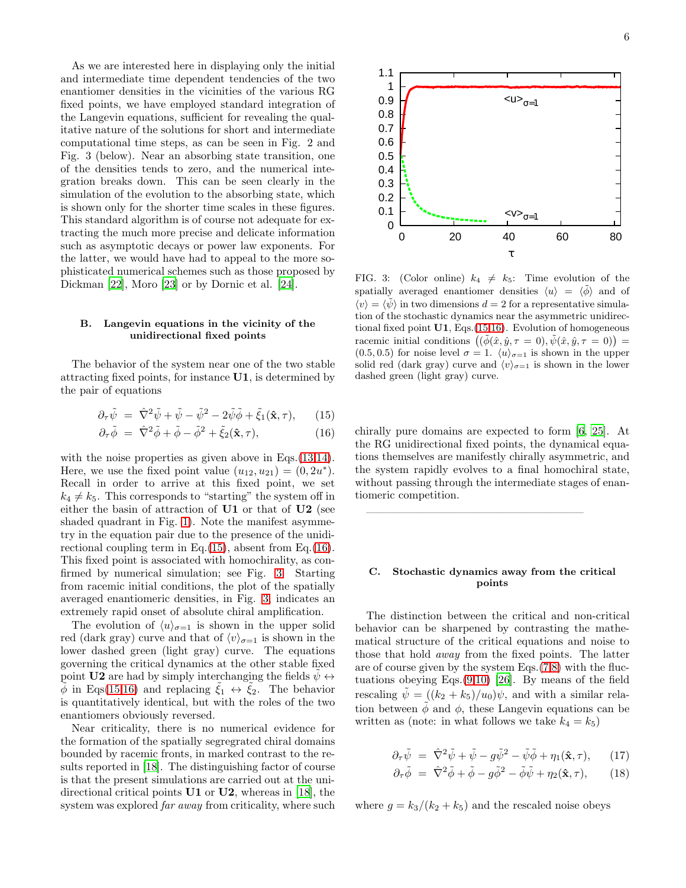As we are interested here in displaying only the initial and intermediate time dependent tendencies of the two enantiomer densities in the vicinities of the various RG fixed points, we have employed standard integration of the Langevin equations, sufficient for revealing the qualitative nature of the solutions for short and intermediate computational time steps, as can be seen in Fig. 2 and Fig. 3 (below). Near an absorbing state transition, one of the densities tends to zero, and the numerical integration breaks down. This can be seen clearly in the simulation of the evolution to the absorbing state, which is shown only for the shorter time scales in these figures. This standard algorithm is of course not adequate for extracting the much more precise and delicate information such as asymptotic decays or power law exponents. For the latter, we would have had to appeal to the more sophisticated numerical schemes such as those proposed by Dickman [22], Moro [23] or by Dornic et al. [24].

### B. Langevin equations in the vicinity of the unidirectional fixed points

The behavior of the system near one of the two stable attracting fixed points, for instance **U1**, is determined by the pair of equations

$$\partial_\tau \tilde{\psi} \;=\; \hat{\nabla}^2 \tilde{\psi} + \tilde{\psi} - \tilde{\psi}^2 - 2\tilde{\psi}\tilde{\phi} + \tilde{\xi}_1(\hat{\mathbf{x}}, \tau), \qquad (15)$$

$$\partial_\tau \tilde{\phi} \;=\; \hat{\nabla}^2 \tilde{\phi} + \tilde{\phi} - \tilde{\phi}^2 + \tilde{\xi}_2(\hat{\mathbf{x}}, \tau), \qquad (16)$$

with the noise properties as given above in Eqs.(13,14). Here, we use the fixed point value $(u_{12}, u_{21}) = (0, 2u^*)$. Recall in order to arrive at this fixed point, we set $k_4 \neq k_5$. This corresponds to "starting" the system off in either the basin of attraction of **U1** or that of **U2** (see shaded quadrant in Fig. 1). Note the manifest asymmetry in the equation pair due to the presence of the unidirectional coupling term in Eq.(15), absent from Eq.(16). This fixed point is associated with homochirality, as confirmed by numerical simulation; see Fig. 3. Starting from racemic initial conditions, the plot of the spatially averaged enantiomeric densities, in Fig. 3 indicates an extremely rapid onset of absolute chiral amplification.

The evolution of $\langle u \rangle_{\sigma=1}$ is shown in the upper solid red (dark gray) curve and that of $\langle v \rangle_{\sigma=1}$ is shown in the lower dashed green (light gray) curve. The equations governing the critical dynamics at the other stable fixed point **U2** are had by simply interchanging the fields $\tilde{\psi} \leftrightarrow \tilde{\phi}$ in Eqs(15,16) and replacing $\tilde{\xi}_1 \leftrightarrow \tilde{\xi}_2$. The behavior is quantitatively identical, but with the roles of the two enantiomers obviously reversed.

Near criticality, there is no numerical evidence for the formation of the spatially segregrated chiral domains bounded by racemic fronts, in marked contrast to the results reported in [18]. The distinguishing factor of course is that the present simulations are carried out at the unidirectional critical points **U1** or **U2**, whereas in [18], the system was explored *far away* from criticality, where such chirally pure domains are expected to form [6, 25]. At the RG unidirectional fixed points, the dynamical equations themselves are manifestly chirally asymmetric, and the system rapidly evolves to a final homochiral state, without passing through the intermediate stages of enantiomeric competition.

FIG. 3: (Color online) $k_4 \neq k_5$: Time evolution of the spatially averaged enantiomer densities $\langle u \rangle = \langle \tilde{\phi} \rangle$ and of $\langle v \rangle = \langle \tilde{\psi} \rangle$ in two dimensions $d = 2$ for a representative simulation of the stochastic dynamics near the asymmetric unidirectional fixed point **U1**, Eqs.(15,16). Evolution of homogeneous racemic initial conditions $\left( (\tilde{\phi}(\hat{x}, \hat{y}, \tau = 0), \tilde{\psi}(\hat{x}, \hat{y}, \tau = 0) \right) = (0.5, 0.5)$ for noise level $\sigma = 1$. $\langle u \rangle_{\sigma=1}$ is shown in the upper solid red (dark gray) curve and $\langle v \rangle_{\sigma=1}$ is shown in the lower dashed green (light gray) curve.

### C. Stochastic dynamics away from the critical points

The distinction between the critical and non-critical behavior can be sharpened by contrasting the mathematical structure of the critical equations and noise to those that hold *away* from the fixed points. The latter are of course given by the system Eqs.(7,8) with the fluctuations obeying Eqs.(9,10) [26]. By means of the field rescaling $\tilde{\psi} = ((k_2 + k_5)/u_0)\psi$, and with a similar relation between $\tilde{\phi}$ and $\phi$, these Langevin equations can be written as (note: in what follows we take $k_4 = k_5$)

$$\partial_\tau \tilde{\psi} \;=\; \hat{\nabla}^2 \tilde{\psi} + \tilde{\psi} - g\tilde{\psi}^2 - \tilde{\psi}\tilde{\phi} + \eta_1(\hat{\mathbf{x}}, \tau), \qquad (17)$$

$$\partial_\tau \tilde{\phi} \;=\; \hat{\nabla}^2 \tilde{\phi} + \tilde{\phi} - g\tilde{\phi}^2 - \tilde{\phi}\tilde{\psi} + \eta_2(\hat{\mathbf{x}}, \tau), \qquad (18)$$

where $g = k_3/(k_2 + k_5)$ and the rescaled noise obeys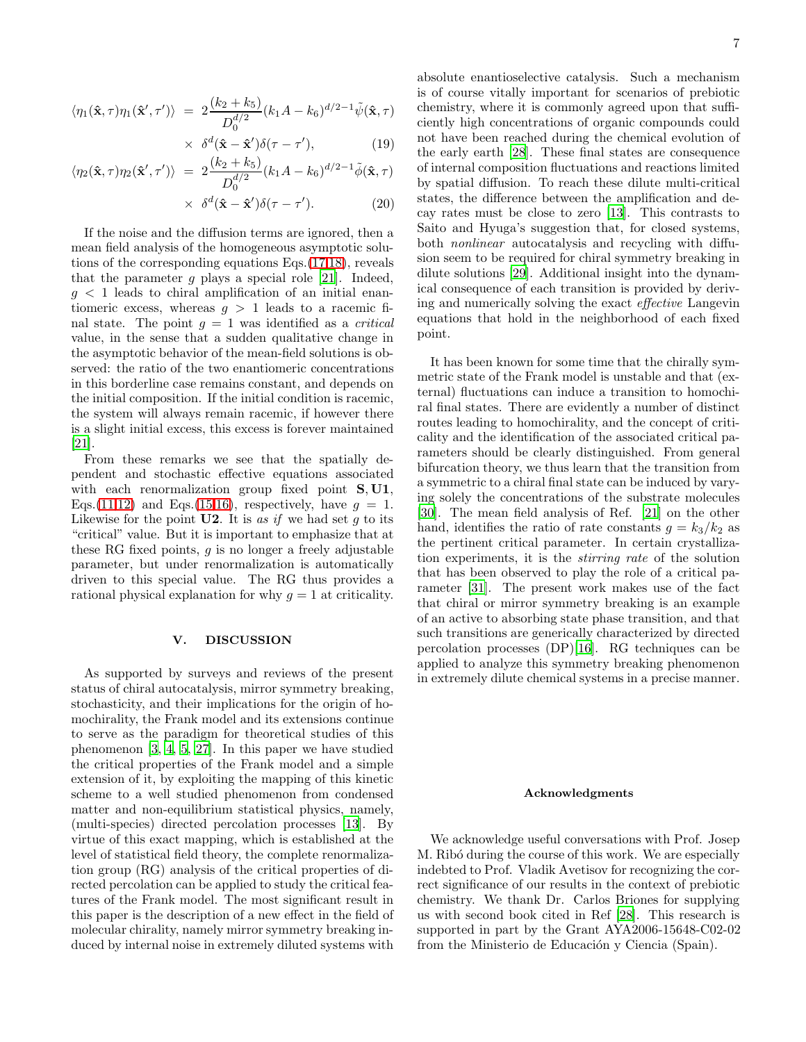$$\langle \eta_1(\hat{\mathbf{x}},\tau)\eta_1(\hat{\mathbf{x}}',\tau')\rangle = 2\frac{(k_2+k_5)}{D_0^{d/2}}(k_1 A - k_6)^{d/2-1}\tilde{\psi}(\hat{\mathbf{x}},\tau) \times \delta^d(\hat{\mathbf{x}}-\hat{\mathbf{x}}')\delta(\tau-\tau'), \tag{19}$$

$$\langle \eta_2(\hat{\mathbf{x}},\tau)\eta_2(\hat{\mathbf{x}}',\tau')\rangle = 2\frac{(k_2+k_5)}{D_0^{d/2}}(k_1 A - k_6)^{d/2-1}\tilde{\phi}(\hat{\mathbf{x}},\tau) \times \delta^d(\hat{\mathbf{x}}-\hat{\mathbf{x}}')\delta(\tau-\tau'). \tag{20}$$

If the noise and the diffusion terms are ignored, then a mean field analysis of the homogeneous asymptotic solutions of the corresponding equations Eqs.(17,18), reveals that the parameter $g$ plays a special role [21]. Indeed, $g<1$ leads to chiral amplification of an initial enantiomeric excess, whereas $g>1$ leads to a racemic final state. The point $g=1$ was identified as a *critical* value, in the sense that a sudden qualitative change in the asymptotic behavior of the mean-field solutions is observed: the ratio of the two enantiomeric concentrations in this borderline case remains constant, and depends on the initial composition. If the initial condition is racemic, the system will always remain racemic, if however there is a slight initial excess, this excess is forever maintained [21].

From these remarks we see that the spatially dependent and stochastic effective equations associated with each renormalization group fixed point **S**, **U1**, Eqs.(11,12) and Eqs.(15,16), respectively, have $g=1$. Likewise for the point **U2**. It is *as if* we had set $g$ to its "critical" value. But it is important to emphasize that at these RG fixed points, $g$ is no longer a freely adjustable parameter, but under renormalization is automatically driven to this special value. The RG thus provides a rational physical explanation for why $g=1$ at criticality.

## V. DISCUSSION

As supported by surveys and reviews of the present status of chiral autocatalysis, mirror symmetry breaking, stochasticity, and their implications for the origin of homochirality, the Frank model and its extensions continue to serve as the paradigm for theoretical studies of this phenomenon [3, 4, 5, 27]. In this paper we have studied the critical properties of the Frank model and a simple extension of it, by exploiting the mapping of this kinetic scheme to a well studied phenomenon from condensed matter and non-equilibrium statistical physics, namely, (multi-species) directed percolation processes [13]. By virtue of this exact mapping, which is established at the level of statistical field theory, the complete renormalization group (RG) analysis of the critical properties of directed percolation can be applied to study the critical features of the Frank model. The most significant result in this paper is the description of a new effect in the field of molecular chirality, namely mirror symmetry breaking induced by internal noise in extremely diluted systems with absolute enantioselective catalysis. Such a mechanism is of course vitally important for scenarios of prebiotic chemistry, where it is commonly agreed upon that sufficiently high concentrations of organic compounds could not have been reached during the chemical evolution of the early earth [28]. These final states are consequence of internal composition fluctuations and reactions limited by spatial diffusion. To reach these dilute multi-critical states, the difference between the amplification and decay rates must be close to zero [13]. This contrasts to Saito and Hyuga's suggestion that, for closed systems, both *nonlinear* autocatalysis and recycling with diffusion seem to be required for chiral symmetry breaking in dilute solutions [29]. Additional insight into the dynamical consequence of each transition is provided by deriving and numerically solving the exact *effective* Langevin equations that hold in the neighborhood of each fixed point.

It has been known for some time that the chirally symmetric state of the Frank model is unstable and that (external) fluctuations can induce a transition to homochiral final states. There are evidently a number of distinct routes leading to homochirality, and the concept of criticality and the identification of the associated critical parameters should be clearly distinguished. From general bifurcation theory, we thus learn that the transition from a symmetric to a chiral final state can be induced by varying solely the concentrations of the substrate molecules [30]. The mean field analysis of Ref. [21] on the other hand, identifies the ratio of rate constants $g=k_3/k_2$ as the pertinent critical parameter. In certain crystallization experiments, it is the *stirring rate* of the solution that has been observed to play the role of a critical parameter [31]. The present work makes use of the fact that chiral or mirror symmetry breaking is an example of an active to absorbing state phase transition, and that such transitions are generically characterized by directed percolation processes (DP)[16]. RG techniques can be applied to analyze this symmetry breaking phenomenon in extremely dilute chemical systems in a precise manner.

### Acknowledgments

We acknowledge useful conversations with Prof. Josep M. Ribó during the course of this work. We are especially indebted to Prof. Vladik Avetisov for recognizing the correct significance of our results in the context of prebiotic chemistry. We thank Dr. Carlos Briones for supplying us with second book cited in Ref [28]. This research is supported in part by the Grant AYA2006-15648-C02-02 from the Ministerio de Educación y Ciencia (Spain).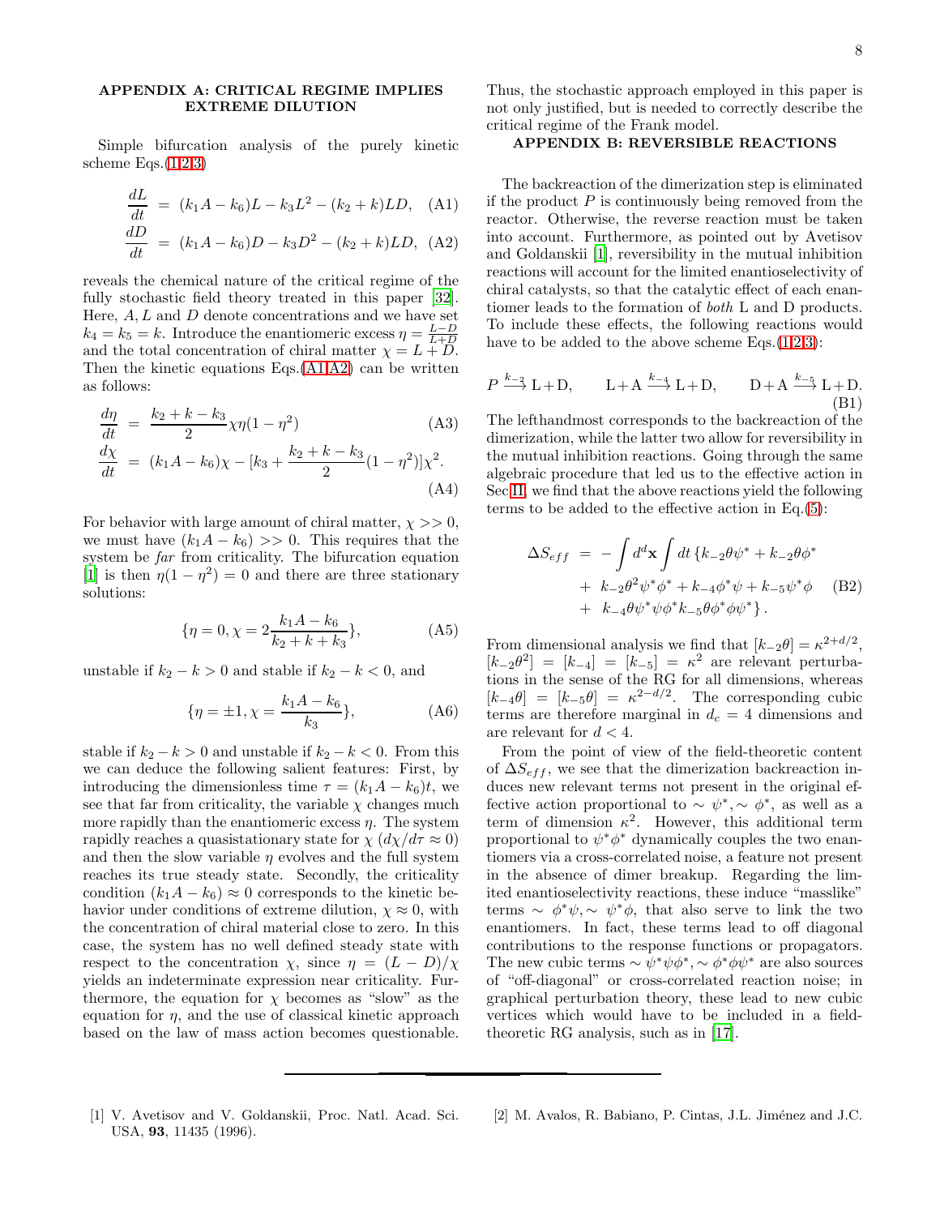## APPENDIX A: CRITICAL REGIME IMPLIES EXTREME DILUTION

Simple bifurcation analysis of the purely kinetic scheme Eqs.(1,2,3)

$$\frac{dL}{dt} = (k_1 A - k_6)L - k_3 L^2 - (k_2 + k)LD, \quad \text{(A1)}$$

$$\frac{dD}{dt} = (k_1 A - k_6)D - k_3 D^2 - (k_2 + k)LD, \quad \text{(A2)}$$

reveals the chemical nature of the critical regime of the fully stochastic field theory treated in this paper [32]. Here, $A, L$ and $D$ denote concentrations and we have set $k_4 = k_5 = k$. Introduce the enantiomeric excess $\eta = \frac{L-D}{L+D}$ and the total concentration of chiral matter $\chi = L + D$. Then the kinetic equations Eqs.(A1,A2) can be written as follows:

$$\frac{d\eta}{dt} = \frac{k_2 + k - k_3}{2}\chi\eta(1-\eta^2) \quad \text{(A3)}$$

$$\frac{d\chi}{dt} = (k_1 A - k_6)\chi - [k_3 + \frac{k_2 + k - k_3}{2}(1-\eta^2)]\chi^2. \quad \text{(A4)}$$

For behavior with large amount of chiral matter, $\chi >> 0$, we must have $(k_1 A - k_6) >> 0$. This requires that the system be *far* from criticality. The bifurcation equation [1] is then $\eta(1-\eta^2) = 0$ and there are three stationary solutions:

$$\{\eta = 0, \chi = 2\frac{k_1 A - k_6}{k_2 + k + k_3}\}, \quad \text{(A5)}$$

unstable if $k_2 - k > 0$ and stable if $k_2 - k < 0$, and

$$\{\eta = \pm 1, \chi = \frac{k_1 A - k_6}{k_3}\}, \quad \text{(A6)}$$

stable if $k_2 - k > 0$ and unstable if $k_2 - k < 0$. From this we can deduce the following salient features: First, by introducing the dimensionless time $\tau = (k_1 A - k_6)t$, we see that far from criticality, the variable $\chi$ changes much more rapidly than the enantiomeric excess $\eta$. The system rapidly reaches a quasistationary state for $\chi$ $(d\chi/d\tau \approx 0)$ and then the slow variable $\eta$ evolves and the full system reaches its true steady state. Secondly, the criticality condition $(k_1 A - k_6) \approx 0$ corresponds to the kinetic behavior under conditions of extreme dilution, $\chi \approx 0$, with the concentration of chiral material close to zero. In this case, the system has no well defined steady state with respect to the concentration $\chi$, since $\eta = (L - D)/\chi$ yields an indeterminate expression near criticality. Furthermore, the equation for $\chi$ becomes as "slow" as the equation for $\eta$, and the use of classical kinetic approach based on the law of mass action becomes questionable. Thus, the stochastic approach employed in this paper is not only justified, but is needed to correctly describe the critical regime of the Frank model.

## APPENDIX B: REVERSIBLE REACTIONS

The backreaction of the dimerization step is eliminated if the product $P$ is continuously being removed from the reactor. Otherwise, the reverse reaction must be taken into account. Furthermore, as pointed out by Avetisov and Goldanskii [1], reversibility in the mutual inhibition reactions will account for the limited enantioselectivity of chiral catalysts, so that the catalytic effect of each enantiomer leads to the formation of *both* L and D products. To include these effects, the following reactions would have to be added to the above scheme Eqs.(1,2,3):

$$P \xrightarrow{k_{-2}} \text{L}+\text{D}, \qquad \text{L}+\text{A} \xrightarrow{k_{-4}} \text{L}+\text{D}, \qquad \text{D}+\text{A} \xrightarrow{k_{-5}} \text{L}+\text{D}. \quad \text{(B1)}$$

The lefthandmost corresponds to the backreaction of the dimerization, while the latter two allow for reversibility in the mutual inhibition reactions. Going through the same algebraic procedure that led us to the effective action in Sec.II, we find that the above reactions yield the following terms to be added to the effective action in Eq.(5):

$$\begin{aligned}\Delta S_{eff} &= -\int d^d\mathbf{x} \int dt\, \{k_{-2}\theta\psi^* + k_{-2}\theta\phi^* \\ &+ k_{-2}\theta^2\psi^*\phi^* + k_{-4}\phi^*\psi + k_{-5}\psi^*\phi \\ &+ k_{-4}\theta\psi^*\psi\phi^* k_{-5}\theta\phi^*\phi\psi^*\}.\end{aligned} \quad \text{(B2)}$$

From dimensional analysis we find that $[k_{-2}\theta] = \kappa^{2+d/2}$, $[k_{-2}\theta^2] = [k_{-4}] = [k_{-5}] = \kappa^2$ are relevant perturbations in the sense of the RG for all dimensions, whereas $[k_{-4}\theta] = [k_{-5}\theta] = \kappa^{2-d/2}$. The corresponding cubic terms are therefore marginal in $d_c = 4$ dimensions and are relevant for $d < 4$.

From the point of view of the field-theoretic content of $\Delta S_{eff}$, we see that the dimerization backreaction induces new relevant terms not present in the original effective action proportional to $\sim \psi^*, \sim \phi^*$, as well as a term of dimension $\kappa^2$. However, this additional term proportional to $\psi^*\phi^*$ dynamically couples the two enantiomers via a cross-correlated noise, a feature not present in the absence of dimer breakup. Regarding the limited enantioselectivity reactions, these induce "masslike" terms $\sim \phi^*\psi, \sim \psi^*\phi$, that also serve to link the two enantiomers. In fact, these terms lead to off diagonal contributions to the response functions or propagators. The new cubic terms $\sim \psi^*\psi\phi^*, \sim \phi^*\phi\psi^*$ are also sources of "off-diagonal" or cross-correlated reaction noise; in graphical perturbation theory, these lead to new cubic vertices which would have to be included in a field-theoretic RG analysis, such as in [17].

---

[1] V. Avetisov and V. Goldanskii, Proc. Natl. Acad. Sci. USA, **93**, 11435 (1996).

[2] M. Avalos, R. Babiano, P. Cintas, J.L. Jiménez and J.C.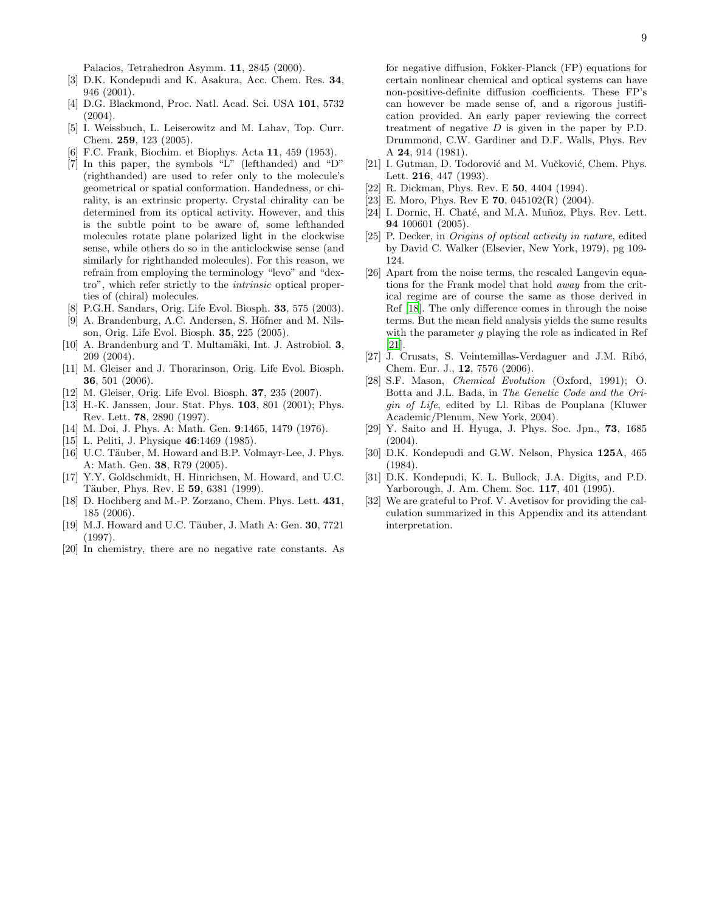Palacios, Tetrahedron Asymm. **11**, 2845 (2000).

[3] D.K. Kondepudi and K. Asakura, Acc. Chem. Res. **34**, 946 (2001).

[4] D.G. Blackmond, Proc. Natl. Acad. Sci. USA **101**, 5732 (2004).

[5] I. Weissbuch, L. Leiserowitz and M. Lahav, Top. Curr. Chem. **259**, 123 (2005).

[6] F.C. Frank, Biochim. et Biophys. Acta **11**, 459 (1953).

[7] In this paper, the symbols "L" (lefthanded) and "D" (righthanded) are used to refer only to the molecule's geometrical or spatial conformation. Handedness, or chirality, is an extrinsic property. Crystal chirality can be determined from its optical activity. However, and this is the subtle point to be aware of, some lefthanded molecules rotate plane polarized light in the clockwise sense, while others do so in the anticlockwise sense (and similarly for righthanded molecules). For this reason, we refrain from employing the terminology "levo" and "dextro", which refer strictly to the *intrinsic* optical properties of (chiral) molecules.

[8] P.G.H. Sandars, Orig. Life Evol. Biosph. **33**, 575 (2003).

[9] A. Brandenburg, A.C. Andersen, S. Höfner and M. Nilsson, Orig. Life Evol. Biosph. **35**, 225 (2005).

[10] A. Brandenburg and T. Multamäki, Int. J. Astrobiol. **3**, 209 (2004).

[11] M. Gleiser and J. Thorarinson, Orig. Life Evol. Biosph. **36**, 501 (2006).

[12] M. Gleiser, Orig. Life Evol. Biosph. **37**, 235 (2007).

[13] H.-K. Janssen, Jour. Stat. Phys. **103**, 801 (2001); Phys. Rev. Lett. **78**, 2890 (1997).

[14] M. Doi, J. Phys. A: Math. Gen. **9**:1465, 1479 (1976).

[15] L. Peliti, J. Physique **46**:1469 (1985).

[16] U.C. Täuber, M. Howard and B.P. Volmayr-Lee, J. Phys. A: Math. Gen. **38**, R79 (2005).

[17] Y.Y. Goldschmidt, H. Hinrichsen, M. Howard, and U.C. Täuber, Phys. Rev. E **59**, 6381 (1999).

[18] D. Hochberg and M.-P. Zorzano, Chem. Phys. Lett. **431**, 185 (2006).

[19] M.J. Howard and U.C. Täuber, J. Math A: Gen. **30**, 7721 (1997).

[20] In chemistry, there are no negative rate constants. As for negative diffusion, Fokker-Planck (FP) equations for certain nonlinear chemical and optical systems can have non-positive-definite diffusion coefficients. These FP's can however be made sense of, and a rigorous justification provided. An early paper reviewing the correct treatment of negative $D$ is given in the paper by P.D. Drummond, C.W. Gardiner and D.F. Walls, Phys. Rev A **24**, 914 (1981).

[21] I. Gutman, D. Todorović and M. Vučković, Chem. Phys. Lett. **216**, 447 (1993).

[22] R. Dickman, Phys. Rev. E **50**, 4404 (1994).

[23] E. Moro, Phys. Rev E **70**, 045102(R) (2004).

[24] I. Dornic, H. Chaté, and M.A. Muñoz, Phys. Rev. Lett. **94** 100601 (2005).

[25] P. Decker, in *Origins of optical activity in nature*, edited by David C. Walker (Elsevier, New York, 1979), pg 109-124.

[26] Apart from the noise terms, the rescaled Langevin equations for the Frank model that hold *away* from the critical regime are of course the same as those derived in Ref [18]. The only difference comes in through the noise terms. But the mean field analysis yields the same results with the parameter $g$ playing the role as indicated in Ref [21].

[27] J. Crusats, S. Veintemillas-Verdaguer and J.M. Ribó, Chem. Eur. J., **12**, 7576 (2006).

[28] S.F. Mason, *Chemical Evolution* (Oxford, 1991); O. Botta and J.L. Bada, in *The Genetic Code and the Origin of Life*, edited by Ll. Ribas de Pouplana (Kluwer Academic/Plenum, New York, 2004).

[29] Y. Saito and H. Hyuga, J. Phys. Soc. Jpn., **73**, 1685 (2004).

[30] D.K. Kondepudi and G.W. Nelson, Physica **125**A, 465 (1984).

[31] D.K. Kondepudi, K. L. Bullock, J.A. Digits, and P.D. Yarborough, J. Am. Chem. Soc. **117**, 401 (1995).

[32] We are grateful to Prof. V. Avetisov for providing the calculation summarized in this Appendix and its attendant interpretation.